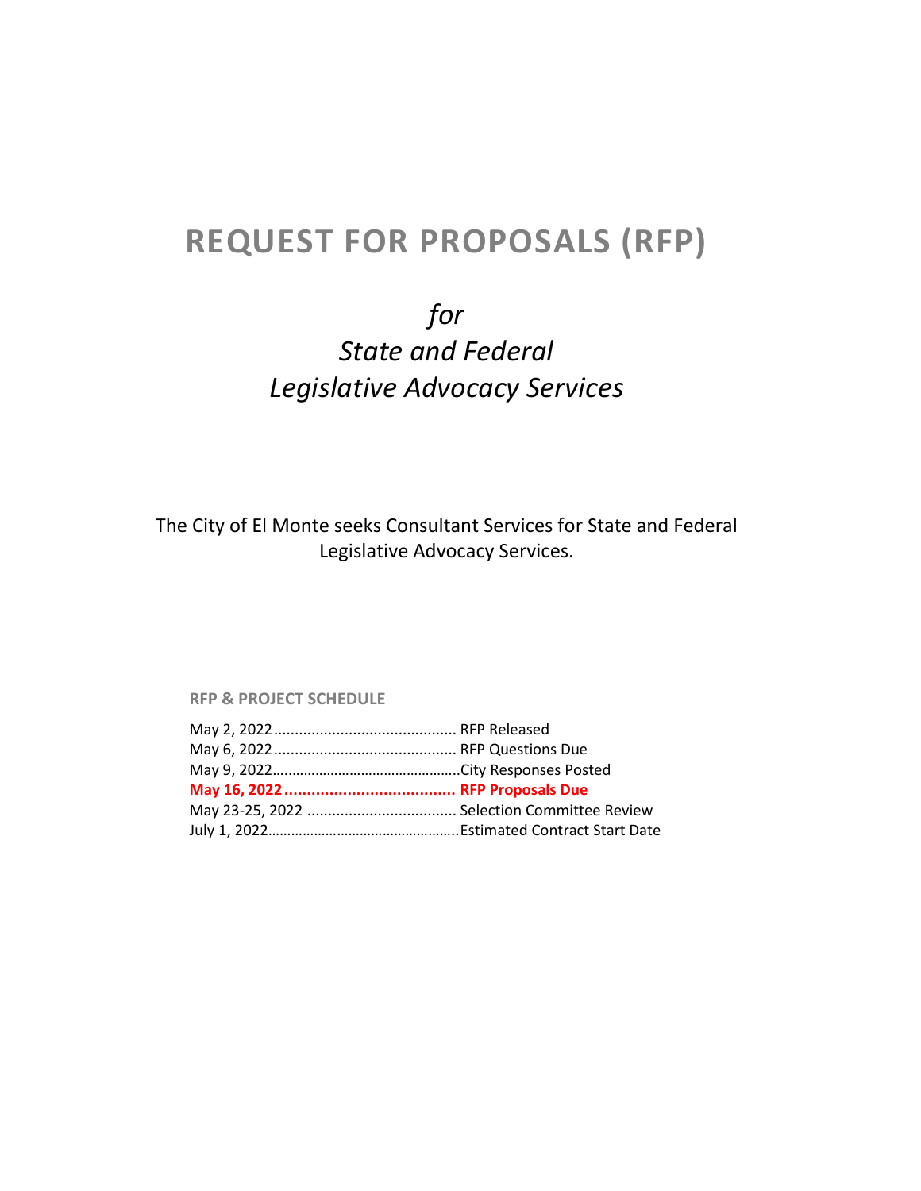# REQUEST FOR PROPOSALS (RFP)

## *for*
## *State and Federal*
## *Legislative Advocacy Services*

The City of El Monte seeks Consultant Services for State and Federal Legislative Advocacy Services.

**RFP & PROJECT SCHEDULE**

May 2, 2022 ........................................... RFP Released
May 6, 2022 ........................................... RFP Questions Due
May 9, 2022............................................City Responses Posted
**May 16, 2022 ..................................... RFP Proposals Due**
May 23-25, 2022 .................................. Selection Committee Review
July 1, 2022............................................Estimated Contract Start Date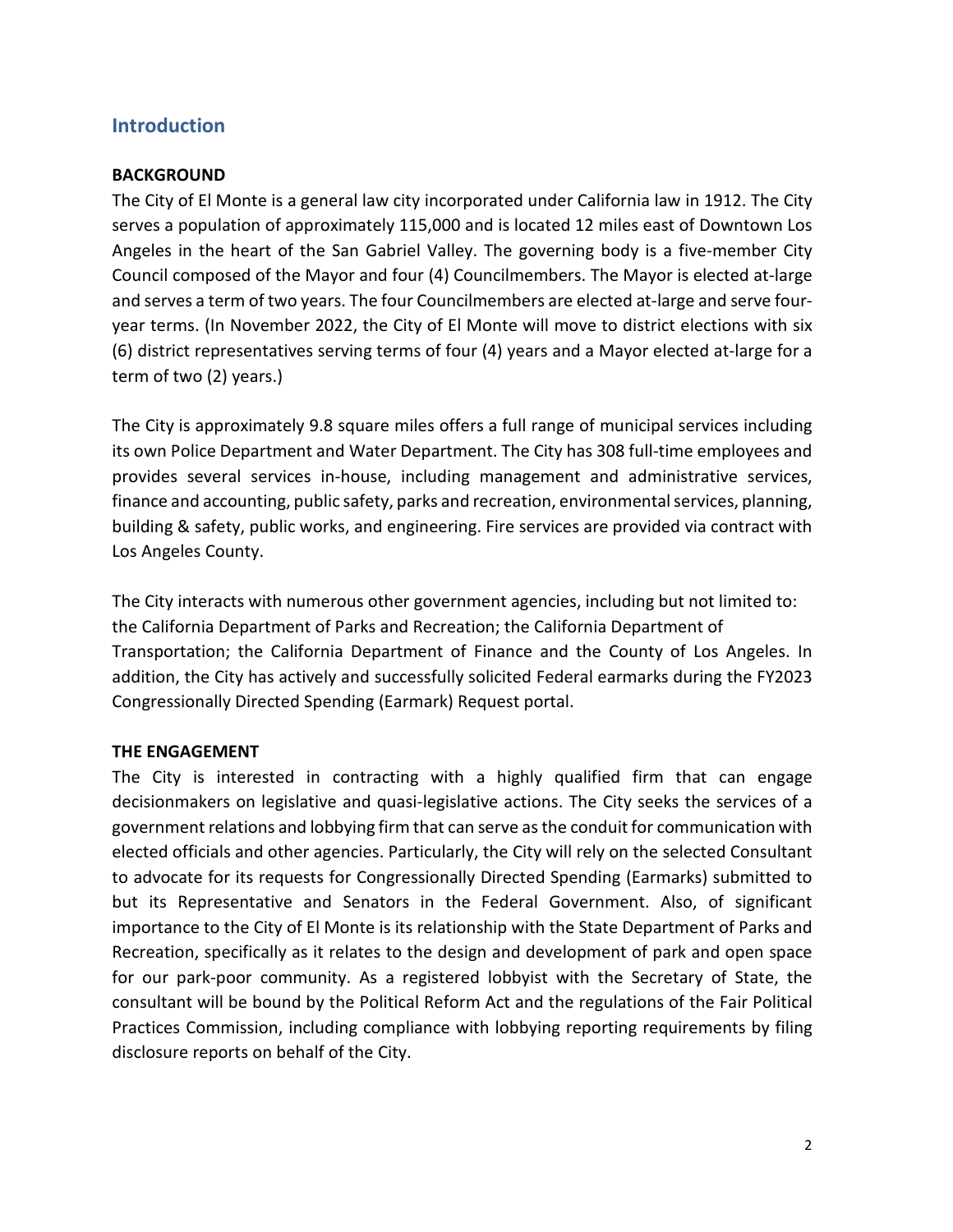## Introduction

**BACKGROUND**

The City of El Monte is a general law city incorporated under California law in 1912. The City serves a population of approximately 115,000 and is located 12 miles east of Downtown Los Angeles in the heart of the San Gabriel Valley. The governing body is a five-member City Council composed of the Mayor and four (4) Councilmembers. The Mayor is elected at-large and serves a term of two years. The four Councilmembers are elected at-large and serve four-year terms. (In November 2022, the City of El Monte will move to district elections with six (6) district representatives serving terms of four (4) years and a Mayor elected at-large for a term of two (2) years.)

The City is approximately 9.8 square miles offers a full range of municipal services including its own Police Department and Water Department. The City has 308 full-time employees and provides several services in-house, including management and administrative services, finance and accounting, public safety, parks and recreation, environmental services, planning, building & safety, public works, and engineering. Fire services are provided via contract with Los Angeles County.

The City interacts with numerous other government agencies, including but not limited to: the California Department of Parks and Recreation; the California Department of Transportation; the California Department of Finance and the County of Los Angeles. In addition, the City has actively and successfully solicited Federal earmarks during the FY2023 Congressionally Directed Spending (Earmark) Request portal.

**THE ENGAGEMENT**

The City is interested in contracting with a highly qualified firm that can engage decisionmakers on legislative and quasi-legislative actions. The City seeks the services of a government relations and lobbying firm that can serve as the conduit for communication with elected officials and other agencies. Particularly, the City will rely on the selected Consultant to advocate for its requests for Congressionally Directed Spending (Earmarks) submitted to but its Representative and Senators in the Federal Government. Also, of significant importance to the City of El Monte is its relationship with the State Department of Parks and Recreation, specifically as it relates to the design and development of park and open space for our park-poor community. As a registered lobbyist with the Secretary of State, the consultant will be bound by the Political Reform Act and the regulations of the Fair Political Practices Commission, including compliance with lobbying reporting requirements by filing disclosure reports on behalf of the City.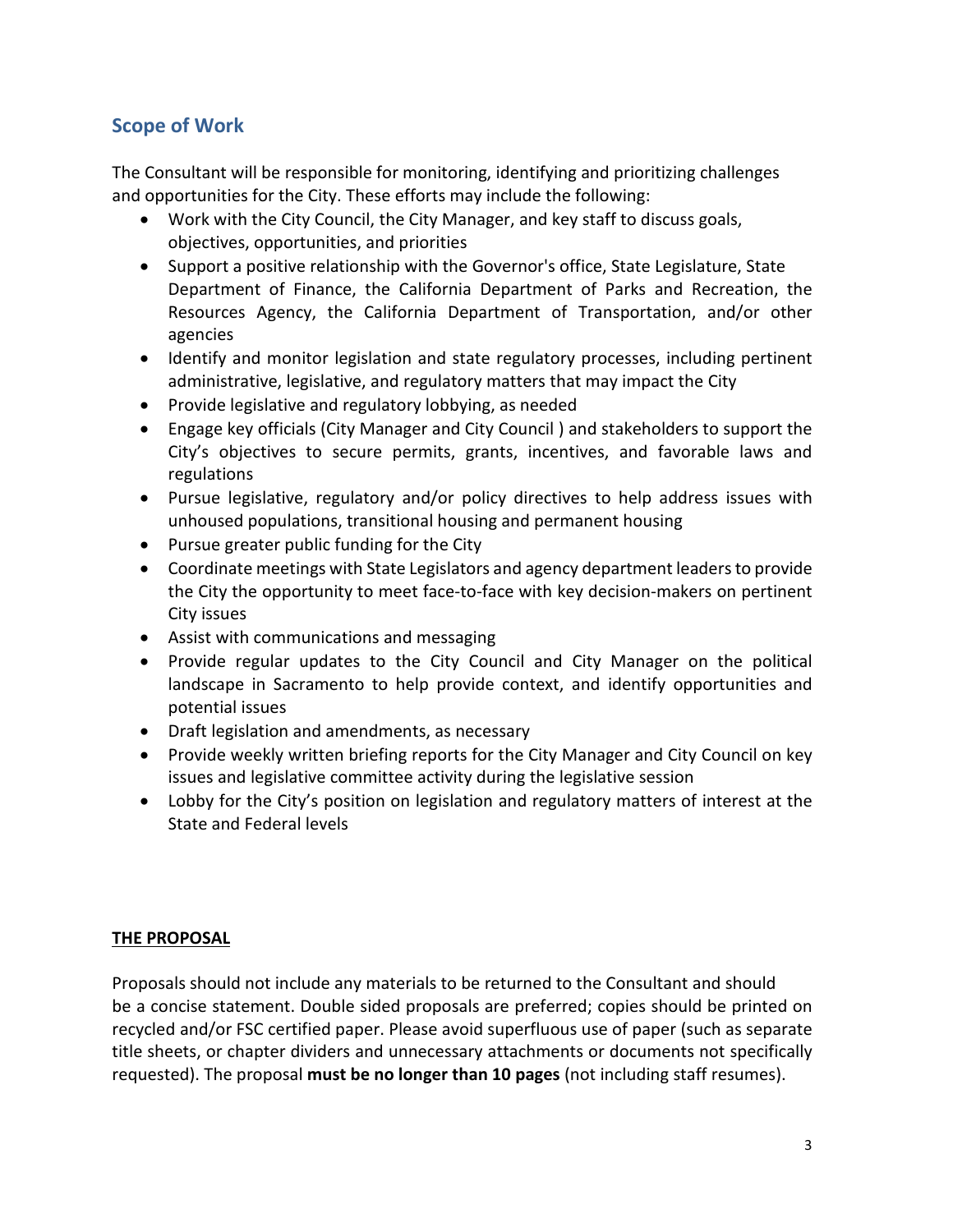## Scope of Work

The Consultant will be responsible for monitoring, identifying and prioritizing challenges and opportunities for the City. These efforts may include the following:

- Work with the City Council, the City Manager, and key staff to discuss goals, objectives, opportunities, and priorities
- Support a positive relationship with the Governor's office, State Legislature, State Department of Finance, the California Department of Parks and Recreation, the Resources Agency, the California Department of Transportation, and/or other agencies
- Identify and monitor legislation and state regulatory processes, including pertinent administrative, legislative, and regulatory matters that may impact the City
- Provide legislative and regulatory lobbying, as needed
- Engage key officials (City Manager and City Council ) and stakeholders to support the City's objectives to secure permits, grants, incentives, and favorable laws and regulations
- Pursue legislative, regulatory and/or policy directives to help address issues with unhoused populations, transitional housing and permanent housing
- Pursue greater public funding for the City
- Coordinate meetings with State Legislators and agency department leaders to provide the City the opportunity to meet face-to-face with key decision-makers on pertinent City issues
- Assist with communications and messaging
- Provide regular updates to the City Council and City Manager on the political landscape in Sacramento to help provide context, and identify opportunities and potential issues
- Draft legislation and amendments, as necessary
- Provide weekly written briefing reports for the City Manager and City Council on key issues and legislative committee activity during the legislative session
- Lobby for the City's position on legislation and regulatory matters of interest at the State and Federal levels

**THE PROPOSAL**

Proposals should not include any materials to be returned to the Consultant and should be a concise statement. Double sided proposals are preferred; copies should be printed on recycled and/or FSC certified paper. Please avoid superfluous use of paper (such as separate title sheets, or chapter dividers and unnecessary attachments or documents not specifically requested). The proposal **must be no longer than 10 pages** (not including staff resumes).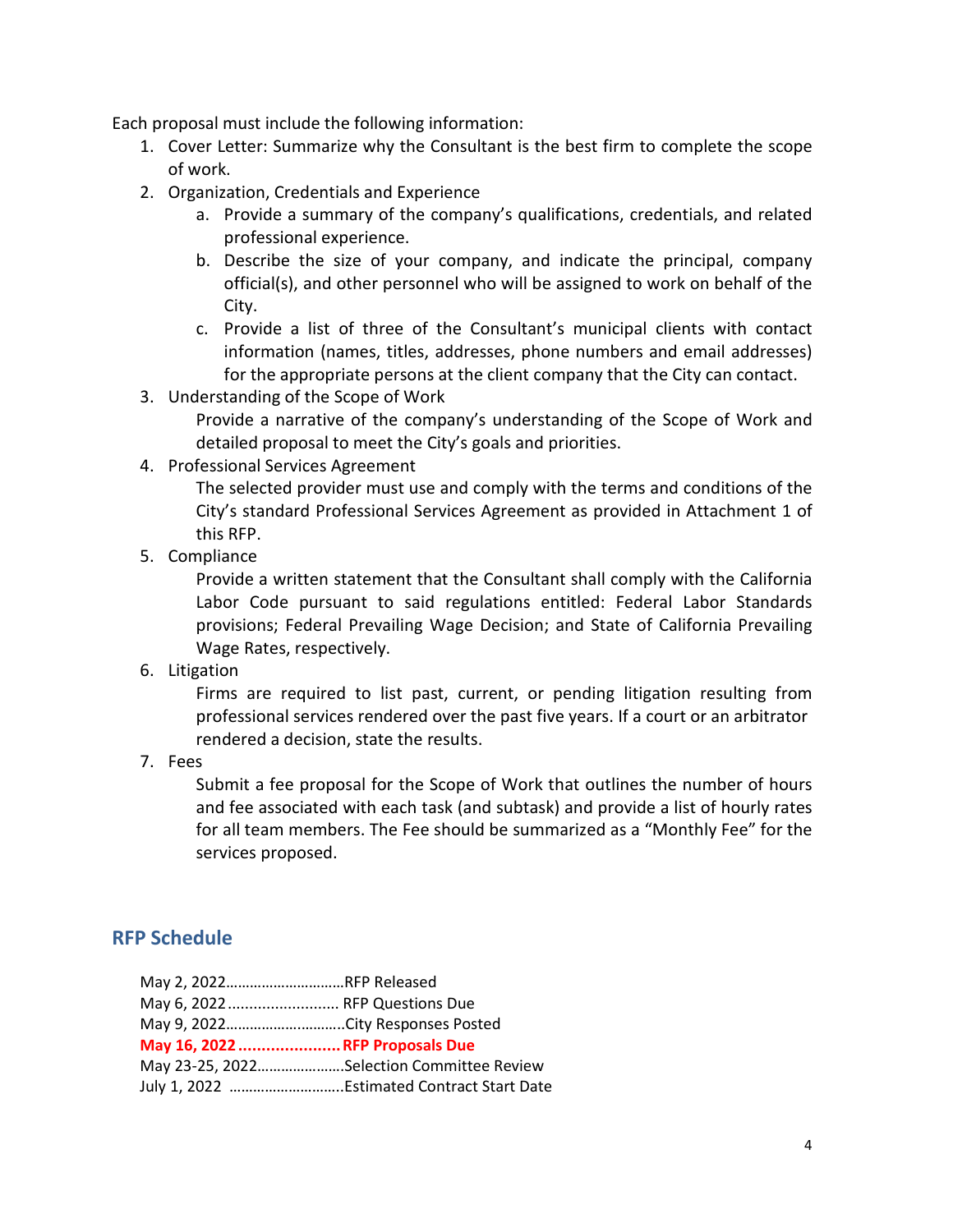Each proposal must include the following information:

1. Cover Letter: Summarize why the Consultant is the best firm to complete the scope of work.
2. Organization, Credentials and Experience
    a. Provide a summary of the company's qualifications, credentials, and related professional experience.
    b. Describe the size of your company, and indicate the principal, company official(s), and other personnel who will be assigned to work on behalf of the City.
    c. Provide a list of three of the Consultant's municipal clients with contact information (names, titles, addresses, phone numbers and email addresses) for the appropriate persons at the client company that the City can contact.
3. Understanding of the Scope of Work

    Provide a narrative of the company's understanding of the Scope of Work and detailed proposal to meet the City's goals and priorities.
4. Professional Services Agreement

    The selected provider must use and comply with the terms and conditions of the City's standard Professional Services Agreement as provided in Attachment 1 of this RFP.
5. Compliance

    Provide a written statement that the Consultant shall comply with the California Labor Code pursuant to said regulations entitled: Federal Labor Standards provisions; Federal Prevailing Wage Decision; and State of California Prevailing Wage Rates, respectively.
6. Litigation

    Firms are required to list past, current, or pending litigation resulting from professional services rendered over the past five years. If a court or an arbitrator rendered a decision, state the results.
7. Fees

    Submit a fee proposal for the Scope of Work that outlines the number of hours and fee associated with each task (and subtask) and provide a list of hourly rates for all team members. The Fee should be summarized as a "Monthly Fee" for the services proposed.

## RFP Schedule

May 2, 2022…………………………RFP Released
May 6, 2022……………………… RFP Questions Due
May 9, 2022…………………………City Responses Posted
**May 16, 2022…………………RFP Proposals Due**
May 23-25, 2022………………….Selection Committee Review
July 1, 2022 ……………………….Estimated Contract Start Date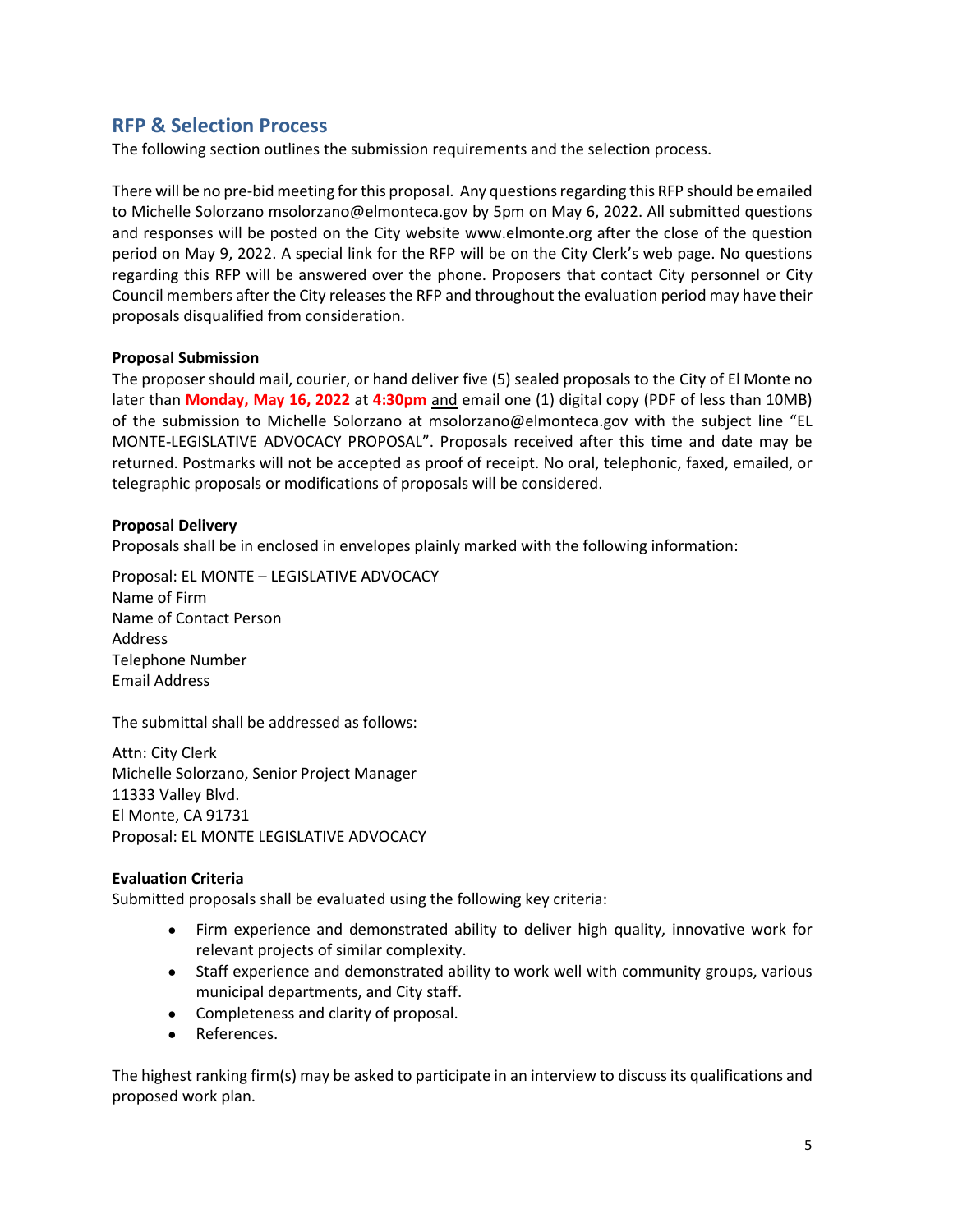## RFP & Selection Process

The following section outlines the submission requirements and the selection process.

There will be no pre-bid meeting for this proposal. Any questions regarding this RFP should be emailed to Michelle Solorzano msolorzano@elmonteca.gov by 5pm on May 6, 2022. All submitted questions and responses will be posted on the City website www.elmonte.org after the close of the question period on May 9, 2022. A special link for the RFP will be on the City Clerk's web page. No questions regarding this RFP will be answered over the phone. Proposers that contact City personnel or City Council members after the City releases the RFP and throughout the evaluation period may have their proposals disqualified from consideration.

**Proposal Submission**

The proposer should mail, courier, or hand deliver five (5) sealed proposals to the City of El Monte no later than **Monday, May 16, 2022** at **4:30pm** and email one (1) digital copy (PDF of less than 10MB) of the submission to Michelle Solorzano at msolorzano@elmonteca.gov with the subject line "EL MONTE-LEGISLATIVE ADVOCACY PROPOSAL". Proposals received after this time and date may be returned. Postmarks will not be accepted as proof of receipt. No oral, telephonic, faxed, emailed, or telegraphic proposals or modifications of proposals will be considered.

**Proposal Delivery**

Proposals shall be in enclosed in envelopes plainly marked with the following information:

Proposal: EL MONTE – LEGISLATIVE ADVOCACY
Name of Firm
Name of Contact Person
Address
Telephone Number
Email Address

The submittal shall be addressed as follows:

Attn: City Clerk
Michelle Solorzano, Senior Project Manager
11333 Valley Blvd.
El Monte, CA 91731
Proposal: EL MONTE LEGISLATIVE ADVOCACY

**Evaluation Criteria**

Submitted proposals shall be evaluated using the following key criteria:

- Firm experience and demonstrated ability to deliver high quality, innovative work for relevant projects of similar complexity.
- Staff experience and demonstrated ability to work well with community groups, various municipal departments, and City staff.
- Completeness and clarity of proposal.
- References.

The highest ranking firm(s) may be asked to participate in an interview to discuss its qualifications and proposed work plan.